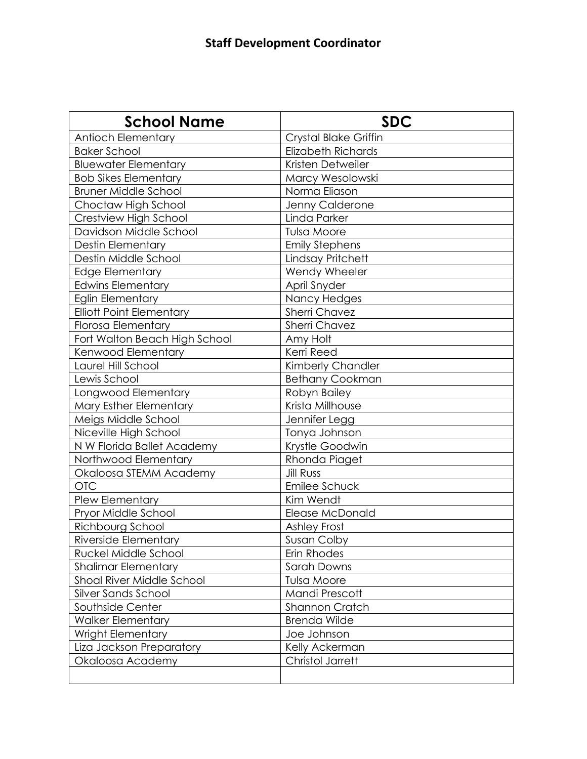# Staff Development Coordinator

| School Name | SDC |
|---|---|
| Antioch Elementary | Crystal Blake Griffin |
| Baker School | Elizabeth Richards |
| Bluewater Elementary | Kristen Detweiler |
| Bob Sikes Elementary | Marcy Wesolowski |
| Bruner Middle School | Norma Eliason |
| Choctaw High School | Jenny Calderone |
| Crestview High School | Linda Parker |
| Davidson Middle School | Tulsa Moore |
| Destin Elementary | Emily Stephens |
| Destin Middle School | Lindsay Pritchett |
| Edge Elementary | Wendy Wheeler |
| Edwins Elementary | April Snyder |
| Eglin Elementary | Nancy Hedges |
| Elliott Point Elementary | Sherri Chavez |
| Florosa Elementary | Sherri Chavez |
| Fort Walton Beach High School | Amy Holt |
| Kenwood Elementary | Kerri Reed |
| Laurel Hill School | Kimberly Chandler |
| Lewis School | Bethany Cookman |
| Longwood Elementary | Robyn Bailey |
| Mary Esther Elementary | Krista Millhouse |
| Meigs Middle School | Jennifer Legg |
| Niceville High School | Tonya Johnson |
| N W Florida Ballet Academy | Krystle Goodwin |
| Northwood Elementary | Rhonda Piaget |
| Okaloosa STEMM Academy | Jill Russ |
| OTC | Emilee Schuck |
| Plew Elementary | Kim Wendt |
| Pryor Middle School | Elease McDonald |
| Richbourg School | Ashley Frost |
| Riverside Elementary | Susan Colby |
| Ruckel Middle School | Erin Rhodes |
| Shalimar Elementary | Sarah Downs |
| Shoal River Middle School | Tulsa Moore |
| Silver Sands School | Mandi Prescott |
| Southside Center | Shannon Cratch |
| Walker Elementary | Brenda Wilde |
| Wright Elementary | Joe Johnson |
| Liza Jackson Preparatory | Kelly Ackerman |
| Okaloosa Academy | Christol Jarrett |
| | |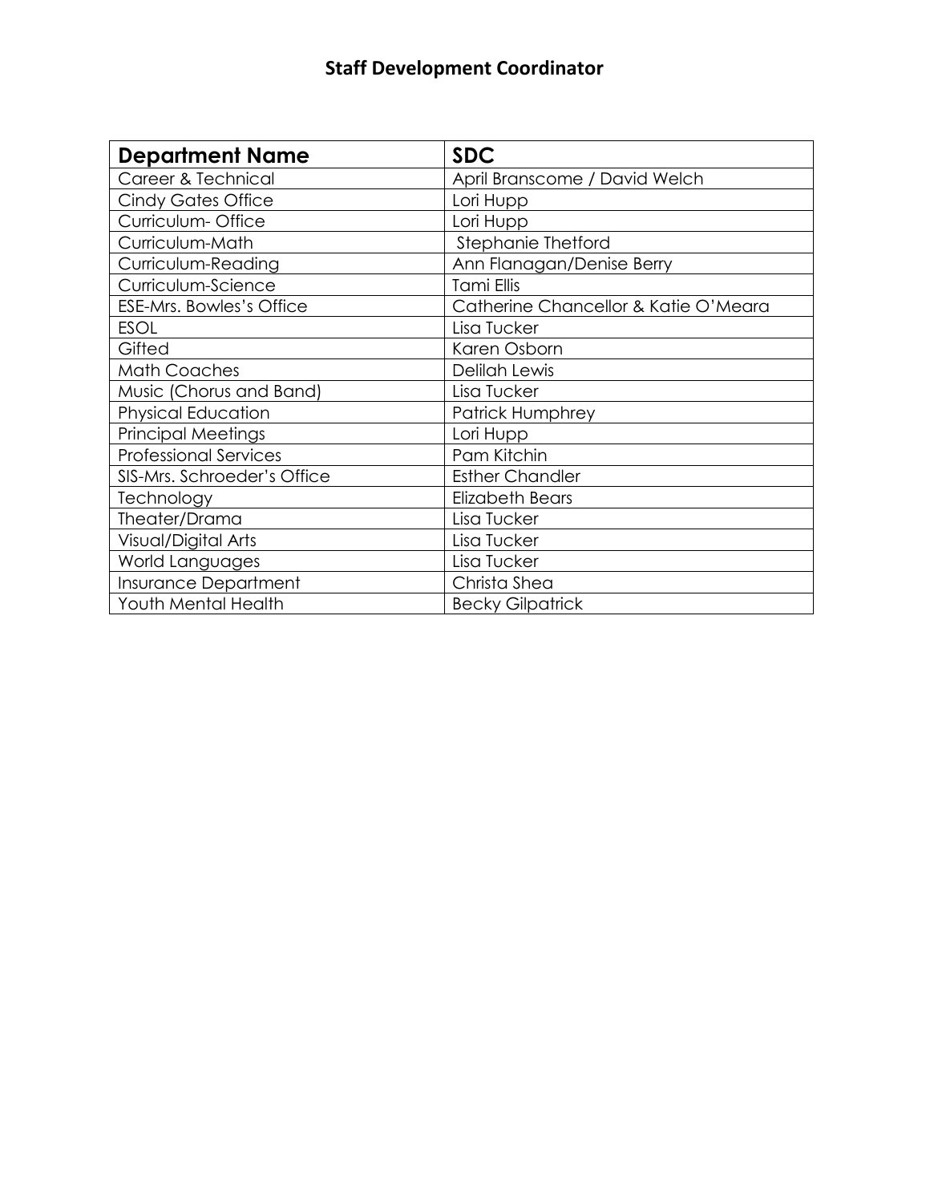## Staff Development Coordinator

| Department Name | SDC |
|---|---|
| Career & Technical | April Branscome / David Welch |
| Cindy Gates Office | Lori Hupp |
| Curriculum- Office | Lori Hupp |
| Curriculum-Math | Stephanie Thetford |
| Curriculum-Reading | Ann Flanagan/Denise Berry |
| Curriculum-Science | Tami Ellis |
| ESE-Mrs. Bowles's Office | Catherine Chancellor & Katie O'Meara |
| ESOL | Lisa Tucker |
| Gifted | Karen Osborn |
| Math Coaches | Delilah Lewis |
| Music (Chorus and Band) | Lisa Tucker |
| Physical Education | Patrick Humphrey |
| Principal Meetings | Lori Hupp |
| Professional Services | Pam Kitchin |
| SIS-Mrs. Schroeder's Office | Esther Chandler |
| Technology | Elizabeth Bears |
| Theater/Drama | Lisa Tucker |
| Visual/Digital Arts | Lisa Tucker |
| World Languages | Lisa Tucker |
| Insurance Department | Christa Shea |
| Youth Mental Health | Becky Gilpatrick |